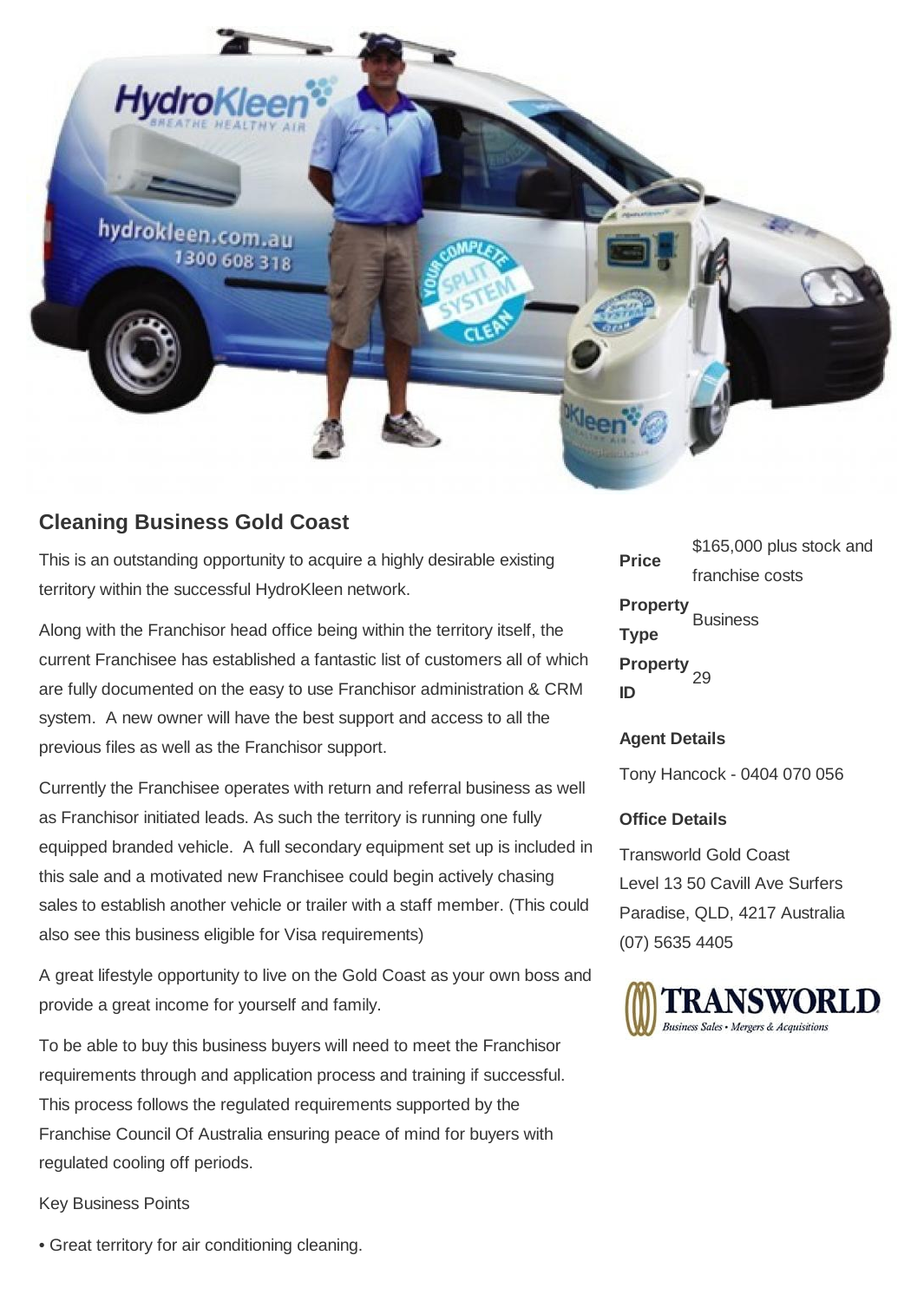## Cleaning Business Gold Coast

This is an outstanding opportunity to acquire a highly desirable existing territory within the successful HydroKleen network.

Along with the Franchisor head office being within the territory itself, the current Franchisee has established a fantastic list of customers all of which are fully documented on the easy to use Franchisor administration & CRM system. A new owner will have the best support and access to all the previous files as well as the Franchisor support.

Currently the Franchisee operates with return and referral business as well as Franchisor initiated leads. As such the territory is running one fully equipped branded vehicle. A full secondary equipment set up is included in this sale and a motivated new Franchisee could begin actively chasing sales to establish another vehicle or trailer with a staff member. (This could also see this business eligible for Visa requirements)

A great lifestyle opportunity to live on the Gold Coast as your own boss and provide a great income for yourself and family.

To be able to buy this business buyers will need to meet the Franchisor requirements through and application process and training if successful. This process follows the regulated requirements supported by the Franchise Council Of Australia ensuring peace of mind for buyers with regulated cooling off periods.

Key Business Points

• Great territory for air conditioning cleaning.

| | |
|---|---|
| **Price** | $165,000 plus stock and franchise costs |
| **Property Type** | Business |
| **Property ID** | 29 |

**Agent Details**

Tony Hancock - 0404 070 056

**Office Details**

Transworld Gold Coast
Level 13 50 Cavill Ave Surfers Paradise, QLD, 4217 Australia
(07) 5635 4405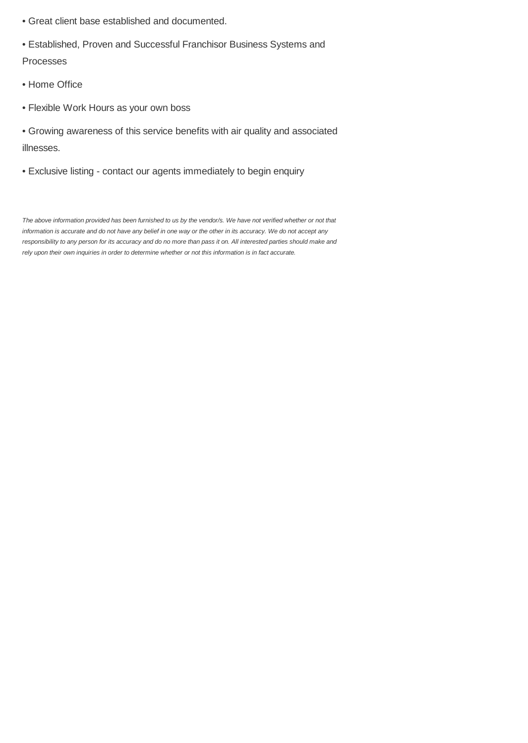- Great client base established and documented.
- Established, Proven and Successful Franchisor Business Systems and Processes
- Home Office
- Flexible Work Hours as your own boss
- Growing awareness of this service benefits with air quality and associated illnesses.
- Exclusive listing - contact our agents immediately to begin enquiry

*The above information provided has been furnished to us by the vendor/s. We have not verified whether or not that information is accurate and do not have any belief in one way or the other in its accuracy. We do not accept any responsibility to any person for its accuracy and do no more than pass it on. All interested parties should make and rely upon their own inquiries in order to determine whether or not this information is in fact accurate.*